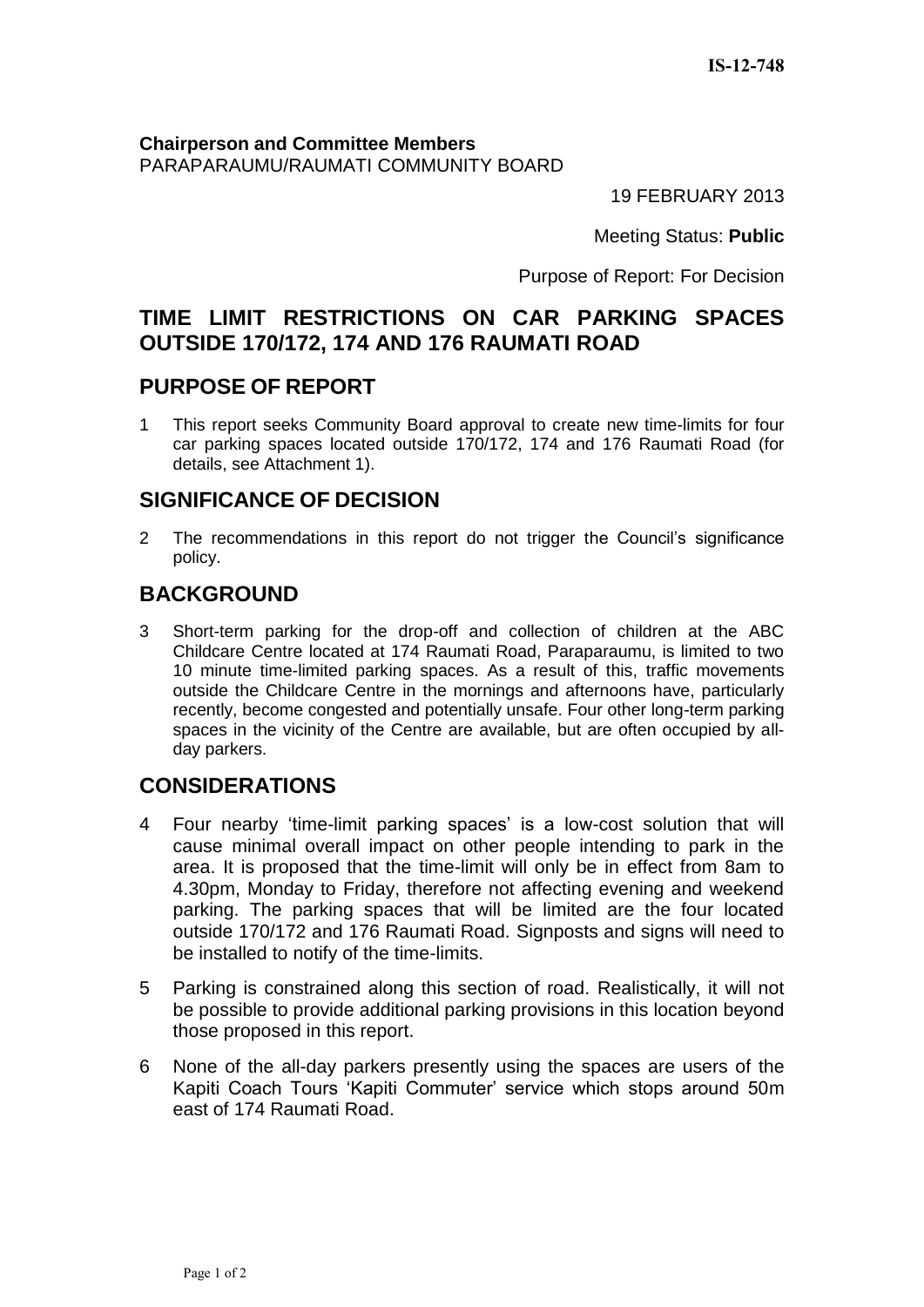IS-12-748

**Chairperson and Committee Members**
PARAPARAUMU/RAUMATI COMMUNITY BOARD

19 FEBRUARY 2013

Meeting Status: **Public**

Purpose of Report: For Decision

# TIME LIMIT RESTRICTIONS ON CAR PARKING SPACES OUTSIDE 170/172, 174 AND 176 RAUMATI ROAD

## PURPOSE OF REPORT

1 This report seeks Community Board approval to create new time-limits for four car parking spaces located outside 170/172, 174 and 176 Raumati Road (for details, see Attachment 1).

## SIGNIFICANCE OF DECISION

2 The recommendations in this report do not trigger the Council's significance policy.

## BACKGROUND

3 Short-term parking for the drop-off and collection of children at the ABC Childcare Centre located at 174 Raumati Road, Paraparaumu, is limited to two 10 minute time-limited parking spaces. As a result of this, traffic movements outside the Childcare Centre in the mornings and afternoons have, particularly recently, become congested and potentially unsafe. Four other long-term parking spaces in the vicinity of the Centre are available, but are often occupied by all-day parkers.

## CONSIDERATIONS

4 Four nearby 'time-limit parking spaces' is a low-cost solution that will cause minimal overall impact on other people intending to park in the area. It is proposed that the time-limit will only be in effect from 8am to 4.30pm, Monday to Friday, therefore not affecting evening and weekend parking. The parking spaces that will be limited are the four located outside 170/172 and 176 Raumati Road. Signposts and signs will need to be installed to notify of the time-limits.

5 Parking is constrained along this section of road. Realistically, it will not be possible to provide additional parking provisions in this location beyond those proposed in this report.

6 None of the all-day parkers presently using the spaces are users of the Kapiti Coach Tours 'Kapiti Commuter' service which stops around 50m east of 174 Raumati Road.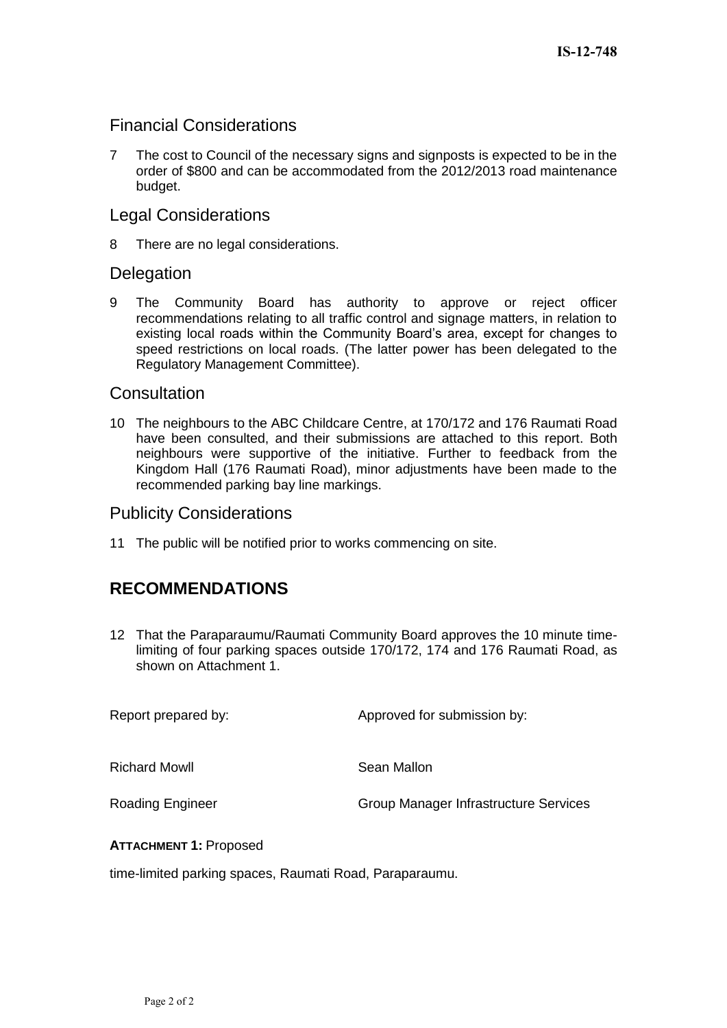## Financial Considerations

7 The cost to Council of the necessary signs and signposts is expected to be in the order of $800 and can be accommodated from the 2012/2013 road maintenance budget.

## Legal Considerations

8 There are no legal considerations.

## Delegation

9 The Community Board has authority to approve or reject officer recommendations relating to all traffic control and signage matters, in relation to existing local roads within the Community Board's area, except for changes to speed restrictions on local roads. (The latter power has been delegated to the Regulatory Management Committee).

## Consultation

10 The neighbours to the ABC Childcare Centre, at 170/172 and 176 Raumati Road have been consulted, and their submissions are attached to this report. Both neighbours were supportive of the initiative. Further to feedback from the Kingdom Hall (176 Raumati Road), minor adjustments have been made to the recommended parking bay line markings.

## Publicity Considerations

11 The public will be notified prior to works commencing on site.

# RECOMMENDATIONS

12 That the Paraparaumu/Raumati Community Board approves the 10 minute time-limiting of four parking spaces outside 170/172, 174 and 176 Raumati Road, as shown on Attachment 1.

| | |
|---|---|
| Report prepared by: | Approved for submission by: |
| Richard Mowll | Sean Mallon |
| Roading Engineer | Group Manager Infrastructure Services |

**ATTACHMENT 1:** Proposed

time-limited parking spaces, Raumati Road, Paraparaumu.